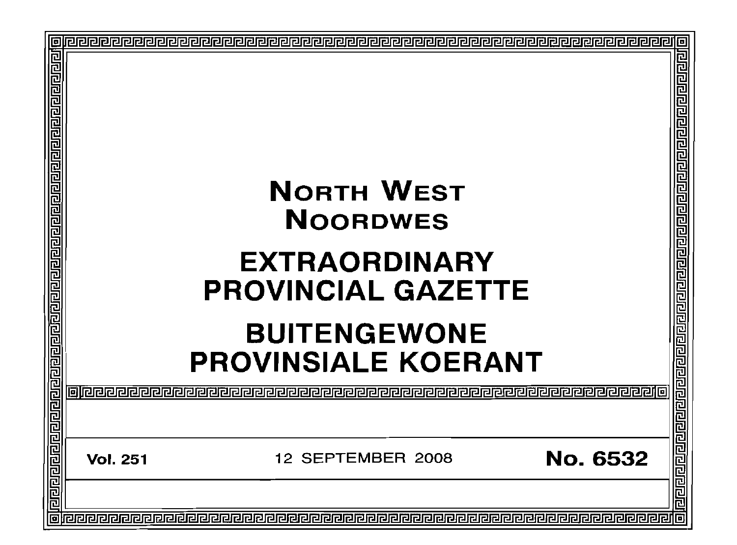# NORTH WEST
# NOORDWES

# EXTRAORDINARY PROVINCIAL GAZETTE

# BUITENGEWONE PROVINSIALE KOERANT

**Vol. 251** 12 SEPTEMBER 2008 **No. 6532**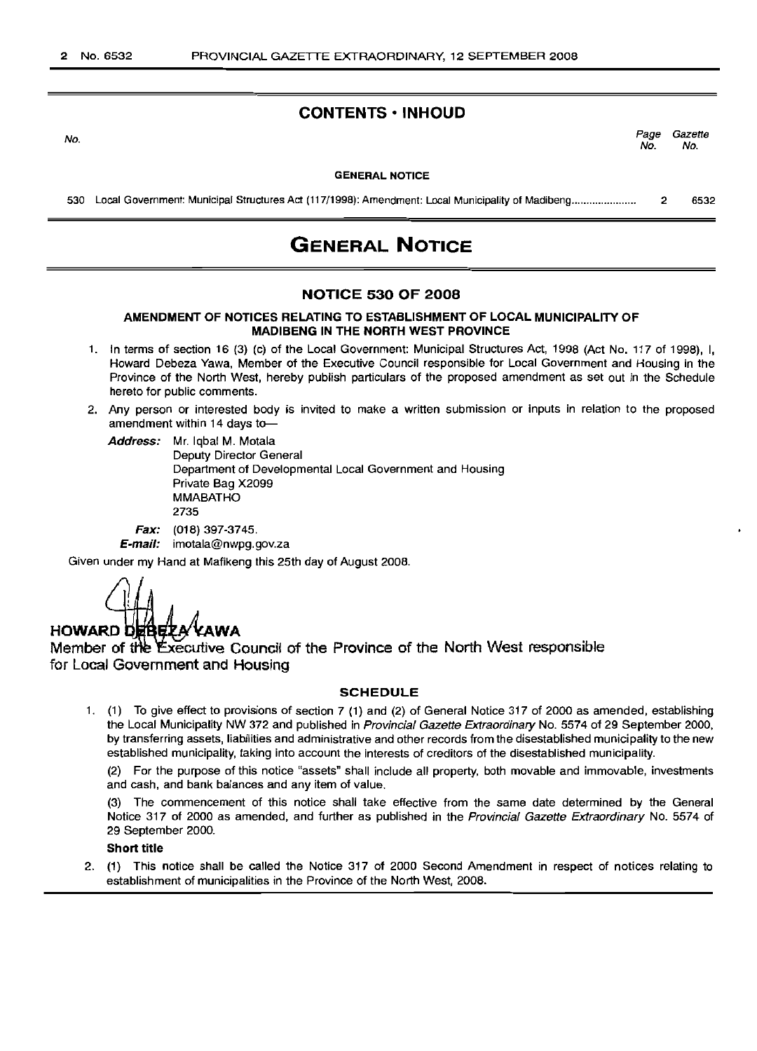## CONTENTS • INHOUD

| No. | | Page No. | Gazette No. |
|---|---|---|---|
| | **GENERAL NOTICE** | | |
| 530 | Local Government: Municipal Structures Act (117/1998): Amendment: Local Municipality of Madibeng | 2 | 6532 |

# GENERAL NOTICE

## NOTICE 530 OF 2008

### AMENDMENT OF NOTICES RELATING TO ESTABLISHMENT OF LOCAL MUNICIPALITY OF MADIBENG IN THE NORTH WEST PROVINCE

1. In terms of section 16 (3) (c) of the Local Government: Municipal Structures Act, 1998 (Act No. 117 of 1998), I, Howard Debeza Yawa, Member of the Executive Council responsible for Local Government and Housing in the Province of the North West, hereby publish particulars of the proposed amendment as set out in the Schedule hereto for public comments.

2. Any person or interested body is invited to make a written submission or inputs in relation to the proposed amendment within 14 days to—

   ***Address:*** Mr. Iqbal M. Motala
   Deputy Director General
   Department of Developmental Local Government and Housing
   Private Bag X2099
   MMABATHO
   2735

   ***Fax:*** (018) 397-3745.

   ***E-mail:*** imotala@nwpg.gov.za

Given under my Hand at Mafikeng this 25th day of August 2008.

**HOWARD DEBEZA YAWA**
Member of the Executive Council of the Province of the North West responsible for Local Government and Housing

### SCHEDULE

1. (1) To give effect to provisions of section 7 (1) and (2) of General Notice 317 of 2000 as amended, establishing the Local Municipality NW 372 and published in *Provincial Gazette Extraordinary* No. 5574 of 29 September 2000, by transferring assets, liabilities and administrative and other records from the disestablished municipality to the new established municipality, taking into account the interests of creditors of the disestablished municipality.

   (2) For the purpose of this notice "assets" shall include all property, both movable and immovable, investments and cash, and bank balances and any item of value.

   (3) The commencement of this notice shall take effective from the same date determined by the General Notice 317 of 2000 as amended, and further as published in the *Provincial Gazette Extraordinary* No. 5574 of 29 September 2000.

**Short title**

2. (1) This notice shall be called the Notice 317 of 2000 Second Amendment in respect of notices relating to establishment of municipalities in the Province of the North West, 2008.